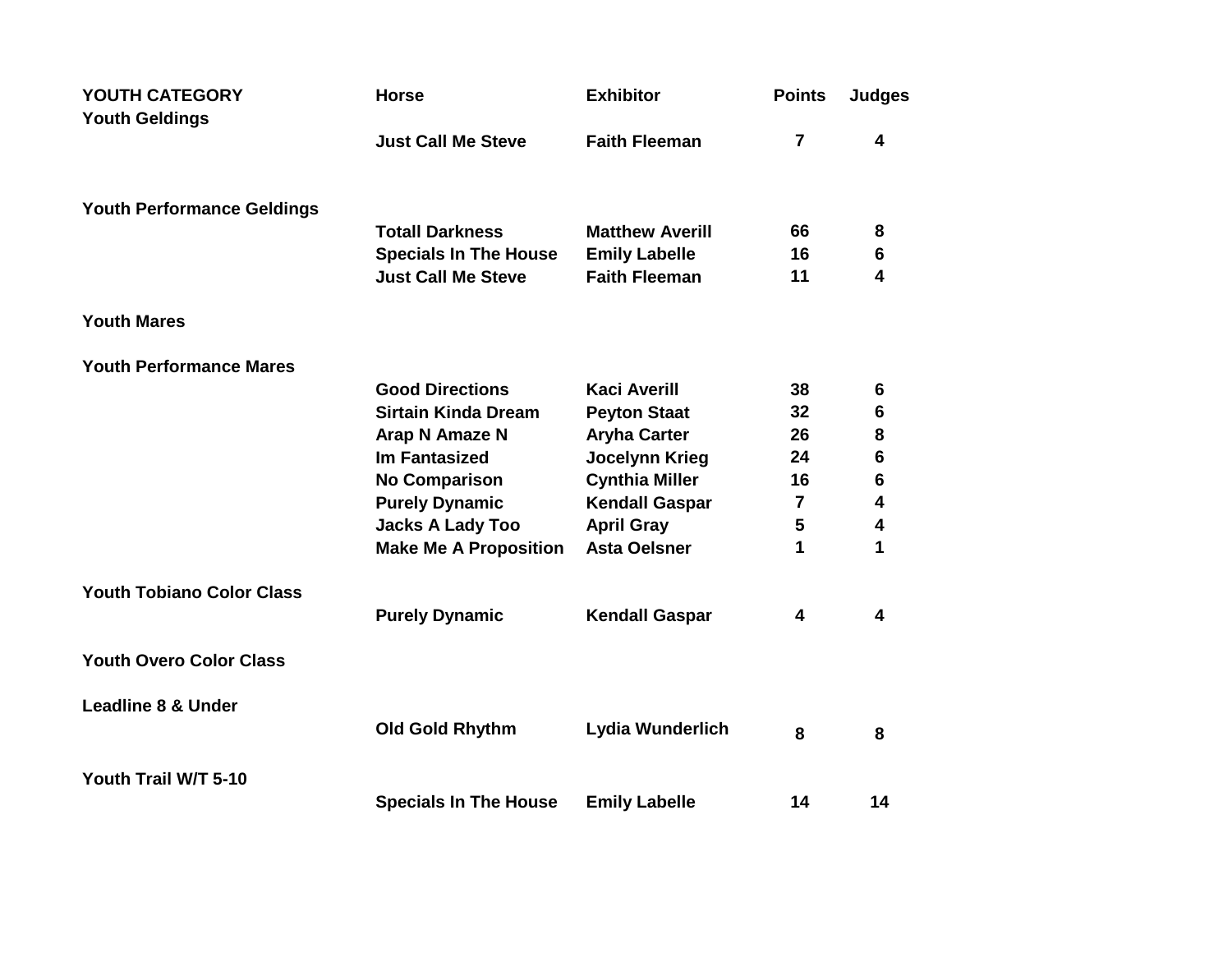| YOUTH CATEGORY | Horse | Exhibitor | Points | Judges |
|---|---|---|---|---|
| **Youth Geldings** | | | | |
| | Just Call Me Steve | Faith Fleeman | 7 | 4 |
| **Youth Performance Geldings** | | | | |
| | Totall Darkness | Matthew Averill | 66 | 8 |
| | Specials In The House | Emily Labelle | 16 | 6 |
| | Just Call Me Steve | Faith Fleeman | 11 | 4 |
| **Youth Mares** | | | | |
| **Youth Performance Mares** | | | | |
| | Good Directions | Kaci Averill | 38 | 6 |
| | Sirtain Kinda Dream | Peyton Staat | 32 | 6 |
| | Arap N Amaze N | Aryha Carter | 26 | 8 |
| | Im Fantasized | Jocelynn Krieg | 24 | 6 |
| | No Comparison | Cynthia Miller | 16 | 6 |
| | Purely Dynamic | Kendall Gaspar | 7 | 4 |
| | Jacks A Lady Too | April Gray | 5 | 4 |
| | Make Me A Proposition | Asta Oelsner | 1 | 1 |
| **Youth Tobiano Color Class** | | | | |
| | Purely Dynamic | Kendall Gaspar | 4 | 4 |
| **Youth Overo Color Class** | | | | |
| **Leadline 8 & Under** | | | | |
| | Old Gold Rhythm | Lydia Wunderlich | 8 | 8 |
| **Youth Trail W/T 5-10** | | | | |
| | Specials In The House | Emily Labelle | 14 | 14 |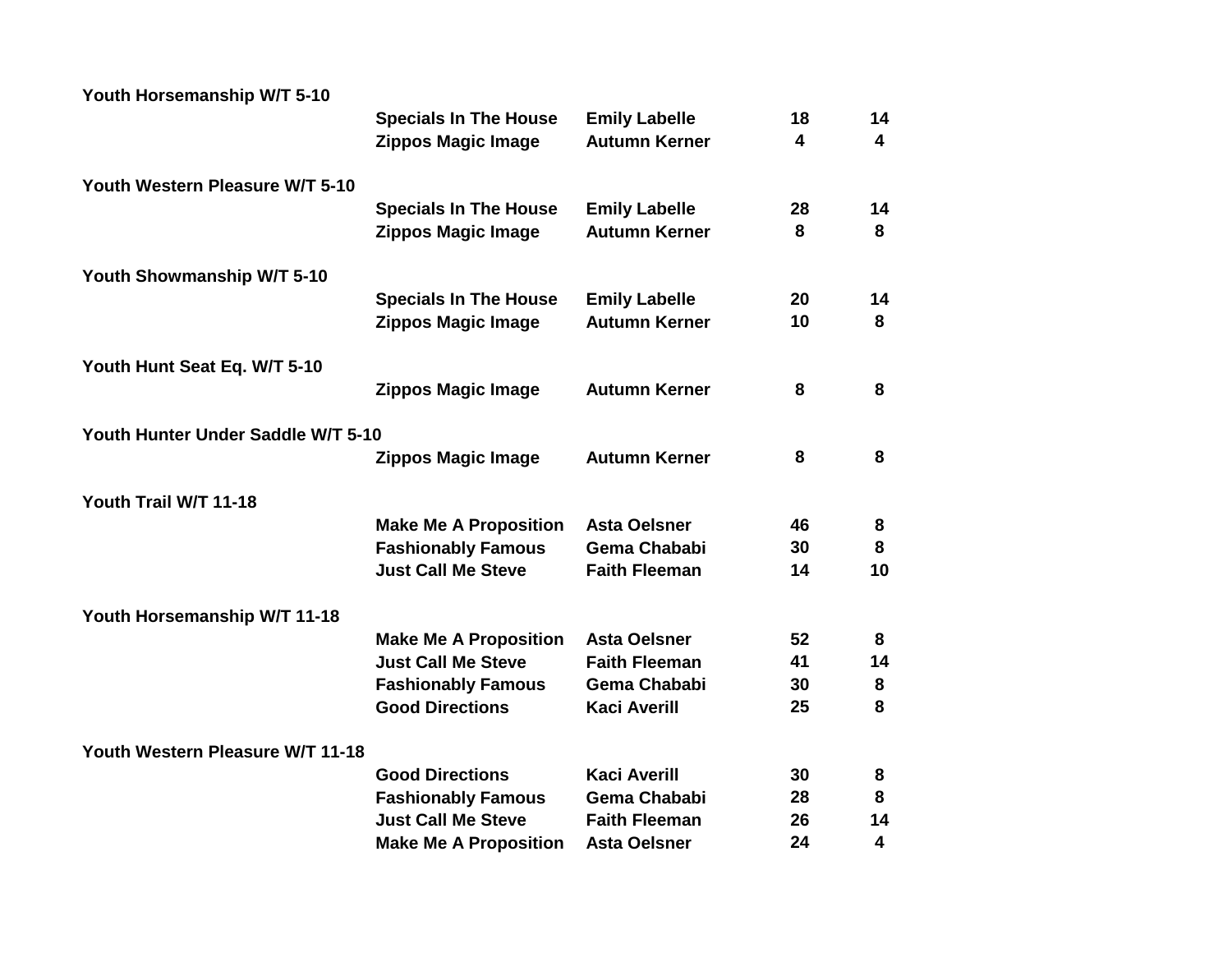**Youth Horsemanship W/T 5-10**

| Horse | Rider | | |
|---|---|---|---|
| Specials In The House | Emily Labelle | 18 | 14 |
| Zippos Magic Image | Autumn Kerner | 4 | 4 |

**Youth Western Pleasure W/T 5-10**

| Horse | Rider | | |
|---|---|---|---|
| Specials In The House | Emily Labelle | 28 | 14 |
| Zippos Magic Image | Autumn Kerner | 8 | 8 |

**Youth Showmanship W/T 5-10**

| Horse | Rider | | |
|---|---|---|---|
| Specials In The House | Emily Labelle | 20 | 14 |
| Zippos Magic Image | Autumn Kerner | 10 | 8 |

**Youth Hunt Seat Eq. W/T 5-10**

| Horse | Rider | | |
|---|---|---|---|
| Zippos Magic Image | Autumn Kerner | 8 | 8 |

**Youth Hunter Under Saddle W/T 5-10**

| Horse | Rider | | |
|---|---|---|---|
| Zippos Magic Image | Autumn Kerner | 8 | 8 |

**Youth Trail W/T 11-18**

| Horse | Rider | | |
|---|---|---|---|
| Make Me A Proposition | Asta Oelsner | 46 | 8 |
| Fashionably Famous | Gema Chababi | 30 | 8 |
| Just Call Me Steve | Faith Fleeman | 14 | 10 |

**Youth Horsemanship W/T 11-18**

| Horse | Rider | | |
|---|---|---|---|
| Make Me A Proposition | Asta Oelsner | 52 | 8 |
| Just Call Me Steve | Faith Fleeman | 41 | 14 |
| Fashionably Famous | Gema Chababi | 30 | 8 |
| Good Directions | Kaci Averill | 25 | 8 |

**Youth Western Pleasure W/T 11-18**

| Horse | Rider | | |
|---|---|---|---|
| Good Directions | Kaci Averill | 30 | 8 |
| Fashionably Famous | Gema Chababi | 28 | 8 |
| Just Call Me Steve | Faith Fleeman | 26 | 14 |
| Make Me A Proposition | Asta Oelsner | 24 | 4 |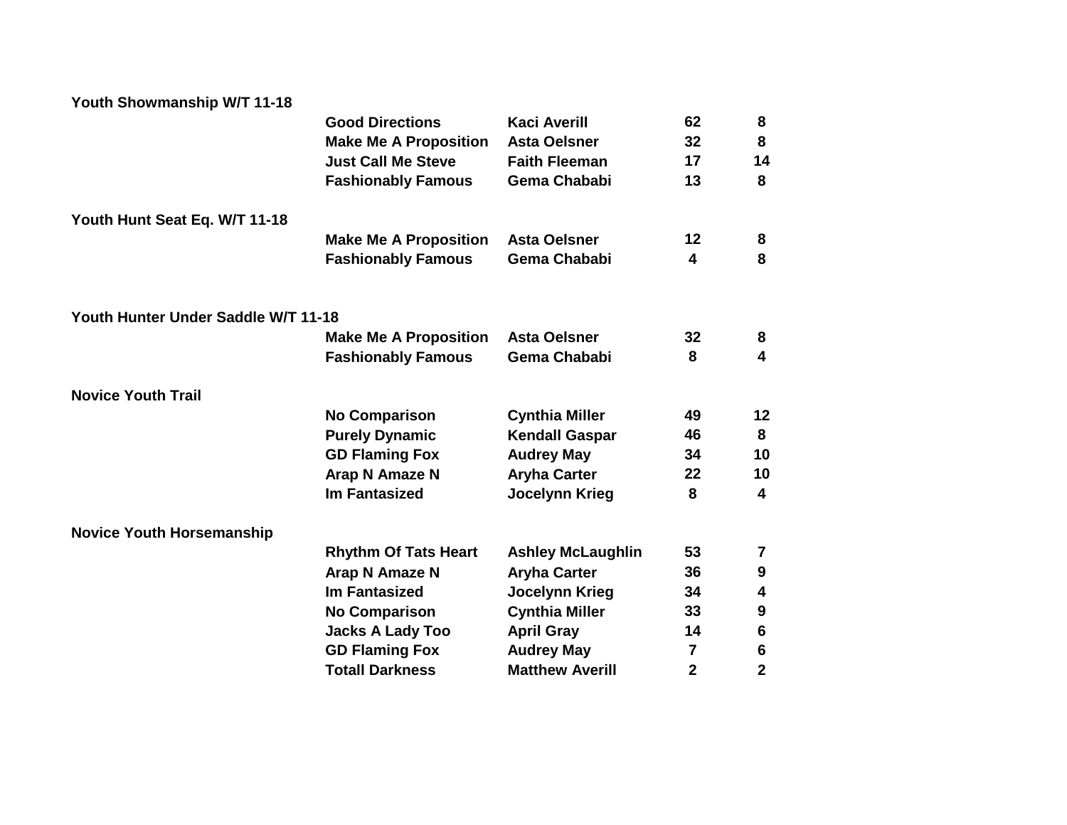**Youth Showmanship W/T 11-18**

| Horse | Rider | Points | Entries |
|---|---|---|---|
| Good Directions | Kaci Averill | 62 | 8 |
| Make Me A Proposition | Asta Oelsner | 32 | 8 |
| Just Call Me Steve | Faith Fleeman | 17 | 14 |
| Fashionably Famous | Gema Chababi | 13 | 8 |

**Youth Hunt Seat Eq. W/T 11-18**

| Horse | Rider | Points | Entries |
|---|---|---|---|
| Make Me A Proposition | Asta Oelsner | 12 | 8 |
| Fashionably Famous | Gema Chababi | 4 | 8 |

**Youth Hunter Under Saddle W/T 11-18**

| Horse | Rider | Points | Entries |
|---|---|---|---|
| Make Me A Proposition | Asta Oelsner | 32 | 8 |
| Fashionably Famous | Gema Chababi | 8 | 4 |

**Novice Youth Trail**

| Horse | Rider | Points | Entries |
|---|---|---|---|
| No Comparison | Cynthia Miller | 49 | 12 |
| Purely Dynamic | Kendall Gaspar | 46 | 8 |
| GD Flaming Fox | Audrey May | 34 | 10 |
| Arap N Amaze N | Aryha Carter | 22 | 10 |
| Im Fantasized | Jocelynn Krieg | 8 | 4 |

**Novice Youth Horsemanship**

| Horse | Rider | Points | Entries |
|---|---|---|---|
| Rhythm Of Tats Heart | Ashley McLaughlin | 53 | 7 |
| Arap N Amaze N | Aryha Carter | 36 | 9 |
| Im Fantasized | Jocelynn Krieg | 34 | 4 |
| No Comparison | Cynthia Miller | 33 | 9 |
| Jacks A Lady Too | April Gray | 14 | 6 |
| GD Flaming Fox | Audrey May | 7 | 6 |
| Totall Darkness | Matthew Averill | 2 | 2 |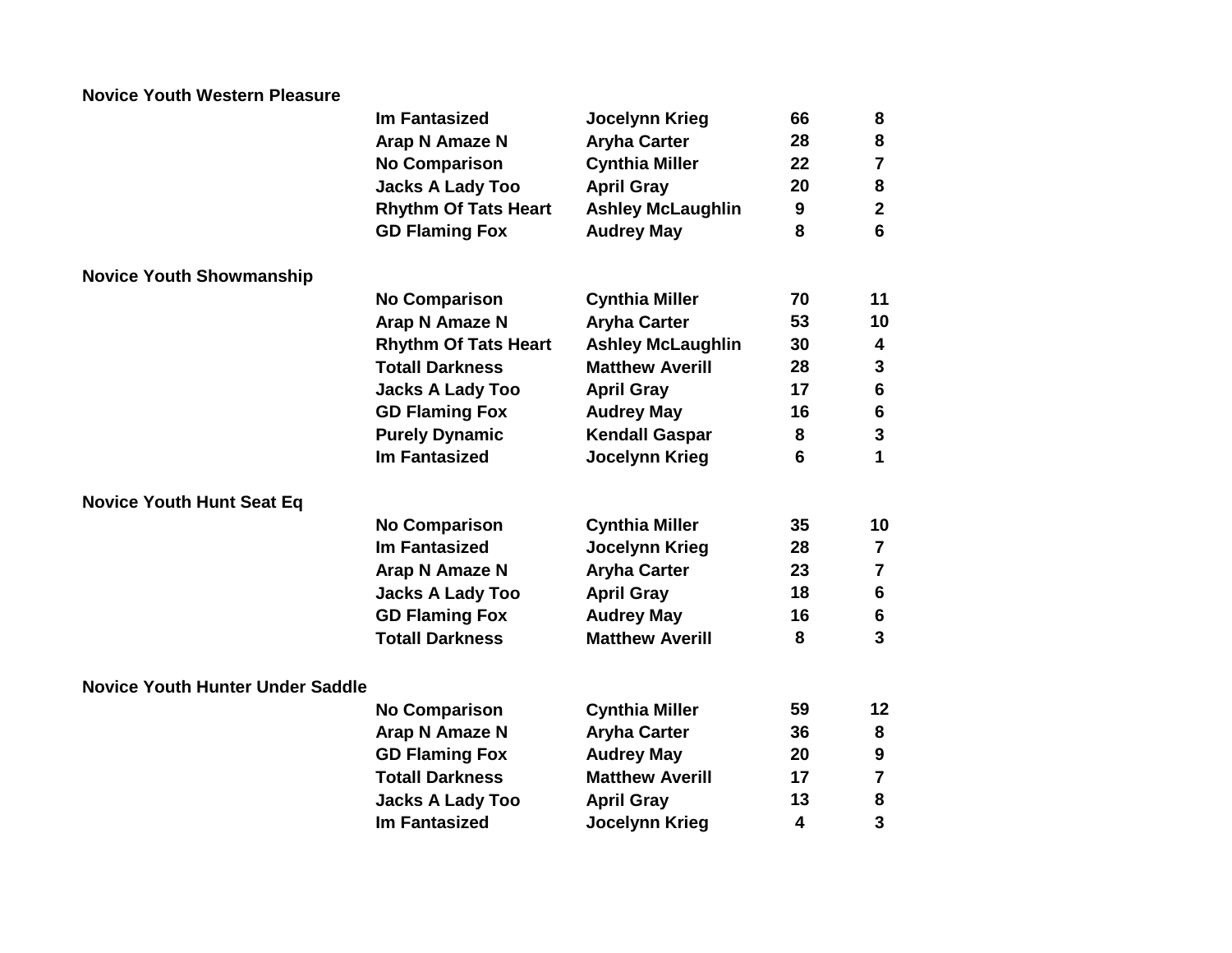**Novice Youth Western Pleasure**

| Horse | Rider | | |
|---|---|---|---|
| Im Fantasized | Jocelynn Krieg | 66 | 8 |
| Arap N Amaze N | Aryha Carter | 28 | 8 |
| No Comparison | Cynthia Miller | 22 | 7 |
| Jacks A Lady Too | April Gray | 20 | 8 |
| Rhythm Of Tats Heart | Ashley McLaughlin | 9 | 2 |
| GD Flaming Fox | Audrey May | 8 | 6 |

**Novice Youth Showmanship**

| Horse | Rider | | |
|---|---|---|---|
| No Comparison | Cynthia Miller | 70 | 11 |
| Arap N Amaze N | Aryha Carter | 53 | 10 |
| Rhythm Of Tats Heart | Ashley McLaughlin | 30 | 4 |
| Totall Darkness | Matthew Averill | 28 | 3 |
| Jacks A Lady Too | April Gray | 17 | 6 |
| GD Flaming Fox | Audrey May | 16 | 6 |
| Purely Dynamic | Kendall Gaspar | 8 | 3 |
| Im Fantasized | Jocelynn Krieg | 6 | 1 |

**Novice Youth Hunt Seat Eq**

| Horse | Rider | | |
|---|---|---|---|
| No Comparison | Cynthia Miller | 35 | 10 |
| Im Fantasized | Jocelynn Krieg | 28 | 7 |
| Arap N Amaze N | Aryha Carter | 23 | 7 |
| Jacks A Lady Too | April Gray | 18 | 6 |
| GD Flaming Fox | Audrey May | 16 | 6 |
| Totall Darkness | Matthew Averill | 8 | 3 |

**Novice Youth Hunter Under Saddle**

| Horse | Rider | | |
|---|---|---|---|
| No Comparison | Cynthia Miller | 59 | 12 |
| Arap N Amaze N | Aryha Carter | 36 | 8 |
| GD Flaming Fox | Audrey May | 20 | 9 |
| Totall Darkness | Matthew Averill | 17 | 7 |
| Jacks A Lady Too | April Gray | 13 | 8 |
| Im Fantasized | Jocelynn Krieg | 4 | 3 |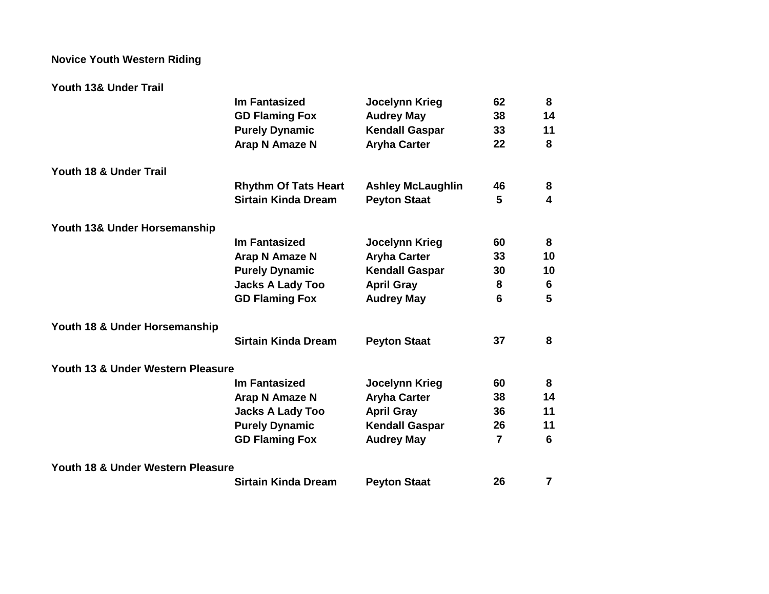**Novice Youth Western Riding**

**Youth 13& Under Trail**

| Horse | Rider | | |
|---|---|---|---|
| Im Fantasized | Jocelynn Krieg | 62 | 8 |
| GD Flaming Fox | Audrey May | 38 | 14 |
| Purely Dynamic | Kendall Gaspar | 33 | 11 |
| Arap N Amaze N | Aryha Carter | 22 | 8 |

**Youth 18 & Under Trail**

| Horse | Rider | | |
|---|---|---|---|
| Rhythm Of Tats Heart | Ashley McLaughlin | 46 | 8 |
| Sirtain Kinda Dream | Peyton Staat | 5 | 4 |

**Youth 13& Under Horsemanship**

| Horse | Rider | | |
|---|---|---|---|
| Im Fantasized | Jocelynn Krieg | 60 | 8 |
| Arap N Amaze N | Aryha Carter | 33 | 10 |
| Purely Dynamic | Kendall Gaspar | 30 | 10 |
| Jacks A Lady Too | April Gray | 8 | 6 |
| GD Flaming Fox | Audrey May | 6 | 5 |

**Youth 18 & Under Horsemanship**

| Horse | Rider | | |
|---|---|---|---|
| Sirtain Kinda Dream | Peyton Staat | 37 | 8 |

**Youth 13 & Under Western Pleasure**

| Horse | Rider | | |
|---|---|---|---|
| Im Fantasized | Jocelynn Krieg | 60 | 8 |
| Arap N Amaze N | Aryha Carter | 38 | 14 |
| Jacks A Lady Too | April Gray | 36 | 11 |
| Purely Dynamic | Kendall Gaspar | 26 | 11 |
| GD Flaming Fox | Audrey May | 7 | 6 |

**Youth 18 & Under Western Pleasure**

| Horse | Rider | | |
|---|---|---|---|
| Sirtain Kinda Dream | Peyton Staat | 26 | 7 |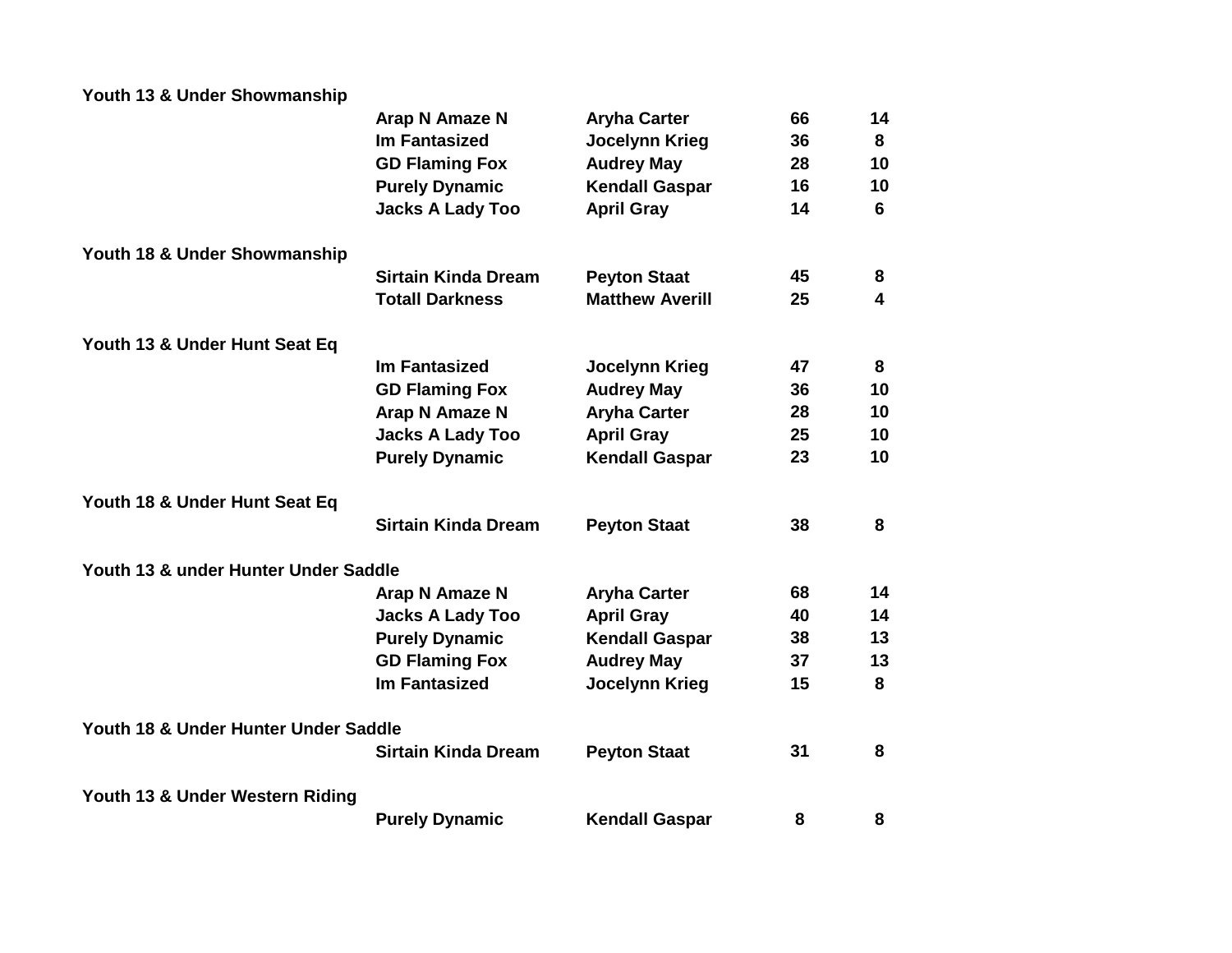**Youth 13 & Under Showmanship**

| | | | |
|---|---|---|---|
| Arap N Amaze N | Aryha Carter | 66 | 14 |
| Im Fantasized | Jocelynn Krieg | 36 | 8 |
| GD Flaming Fox | Audrey May | 28 | 10 |
| Purely Dynamic | Kendall Gaspar | 16 | 10 |
| Jacks A Lady Too | April Gray | 14 | 6 |

**Youth 18 & Under Showmanship**

| | | | |
|---|---|---|---|
| Sirtain Kinda Dream | Peyton Staat | 45 | 8 |
| Totall Darkness | Matthew Averill | 25 | 4 |

**Youth 13 & Under Hunt Seat Eq**

| | | | |
|---|---|---|---|
| Im Fantasized | Jocelynn Krieg | 47 | 8 |
| GD Flaming Fox | Audrey May | 36 | 10 |
| Arap N Amaze N | Aryha Carter | 28 | 10 |
| Jacks A Lady Too | April Gray | 25 | 10 |
| Purely Dynamic | Kendall Gaspar | 23 | 10 |

**Youth 18 & Under Hunt Seat Eq**

| | | | |
|---|---|---|---|
| Sirtain Kinda Dream | Peyton Staat | 38 | 8 |

**Youth 13 & under Hunter Under Saddle**

| | | | |
|---|---|---|---|
| Arap N Amaze N | Aryha Carter | 68 | 14 |
| Jacks A Lady Too | April Gray | 40 | 14 |
| Purely Dynamic | Kendall Gaspar | 38 | 13 |
| GD Flaming Fox | Audrey May | 37 | 13 |
| Im Fantasized | Jocelynn Krieg | 15 | 8 |

**Youth 18 & Under Hunter Under Saddle**

| | | | |
|---|---|---|---|
| Sirtain Kinda Dream | Peyton Staat | 31 | 8 |

**Youth 13 & Under Western Riding**

| | | | |
|---|---|---|---|
| Purely Dynamic | Kendall Gaspar | 8 | 8 |